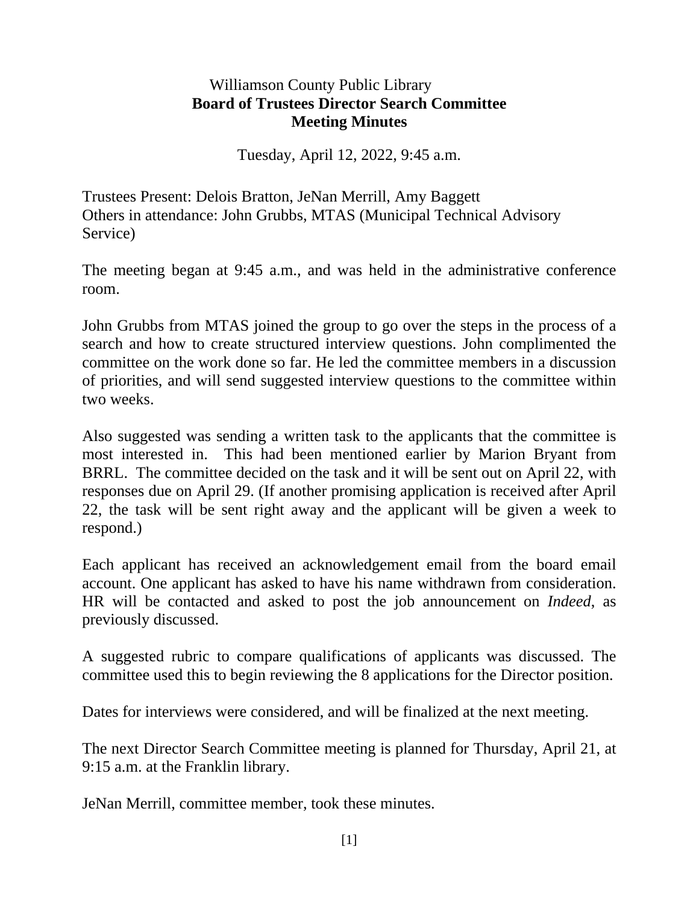Williamson County Public Library

**Board of Trustees Director Search Committee**

**Meeting Minutes**

Tuesday, April 12, 2022, 9:45 a.m.

Trustees Present: Delois Bratton, JeNan Merrill, Amy Baggett
Others in attendance: John Grubbs, MTAS (Municipal Technical Advisory Service)

The meeting began at 9:45 a.m., and was held in the administrative conference room.

John Grubbs from MTAS joined the group to go over the steps in the process of a search and how to create structured interview questions. John complimented the committee on the work done so far. He led the committee members in a discussion of priorities, and will send suggested interview questions to the committee within two weeks.

Also suggested was sending a written task to the applicants that the committee is most interested in. This had been mentioned earlier by Marion Bryant from BRRL. The committee decided on the task and it will be sent out on April 22, with responses due on April 29. (If another promising application is received after April 22, the task will be sent right away and the applicant will be given a week to respond.)

Each applicant has received an acknowledgement email from the board email account. One applicant has asked to have his name withdrawn from consideration. HR will be contacted and asked to post the job announcement on *Indeed*, as previously discussed.

A suggested rubric to compare qualifications of applicants was discussed. The committee used this to begin reviewing the 8 applications for the Director position.

Dates for interviews were considered, and will be finalized at the next meeting.

The next Director Search Committee meeting is planned for Thursday, April 21, at 9:15 a.m. at the Franklin library.

JeNan Merrill, committee member, took these minutes.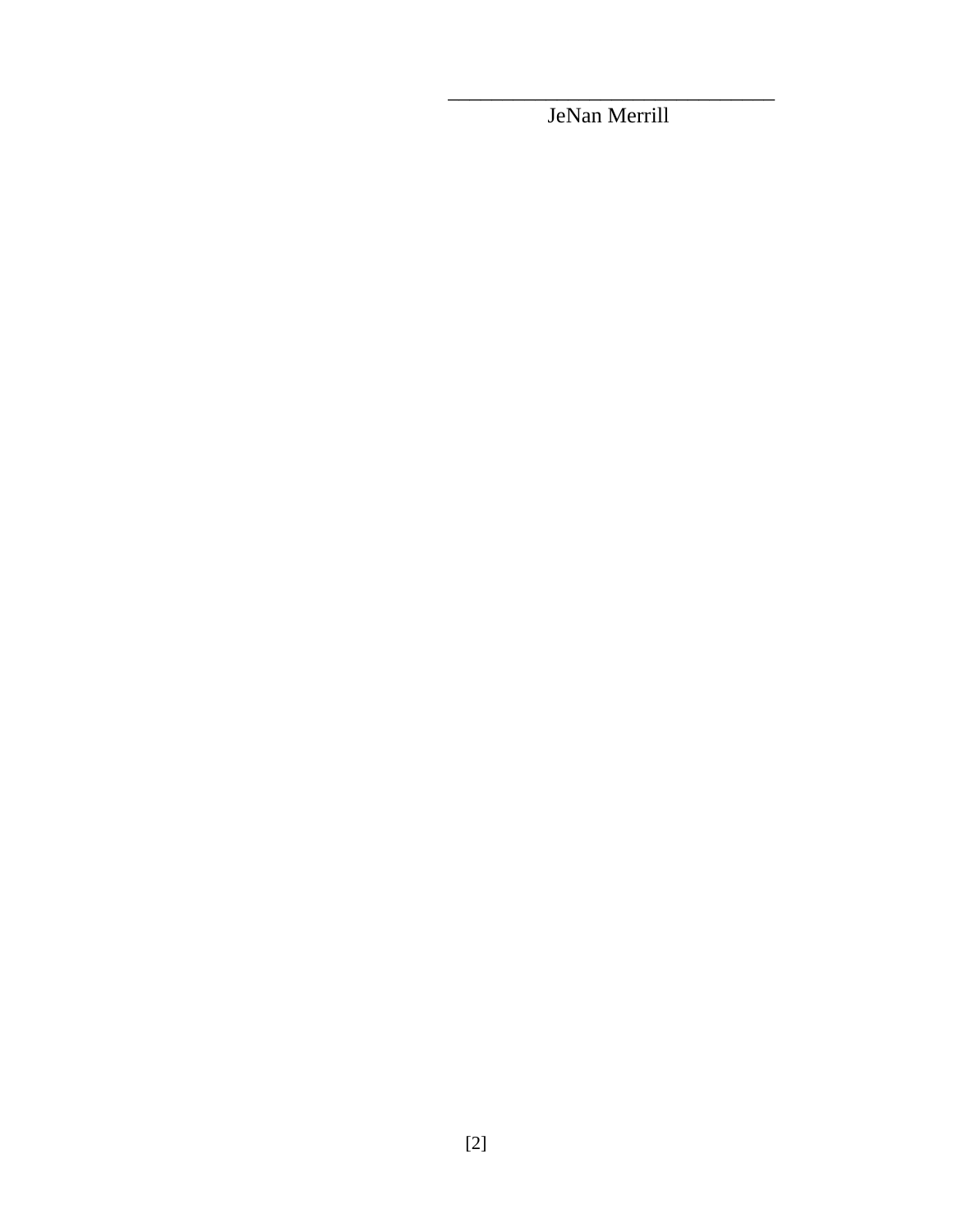\_\_\_\_\_\_\_\_\_\_\_\_\_\_\_\_\_\_\_\_\_\_\_\_\_\_\_\_\_\_\_\_

JeNan Merrill